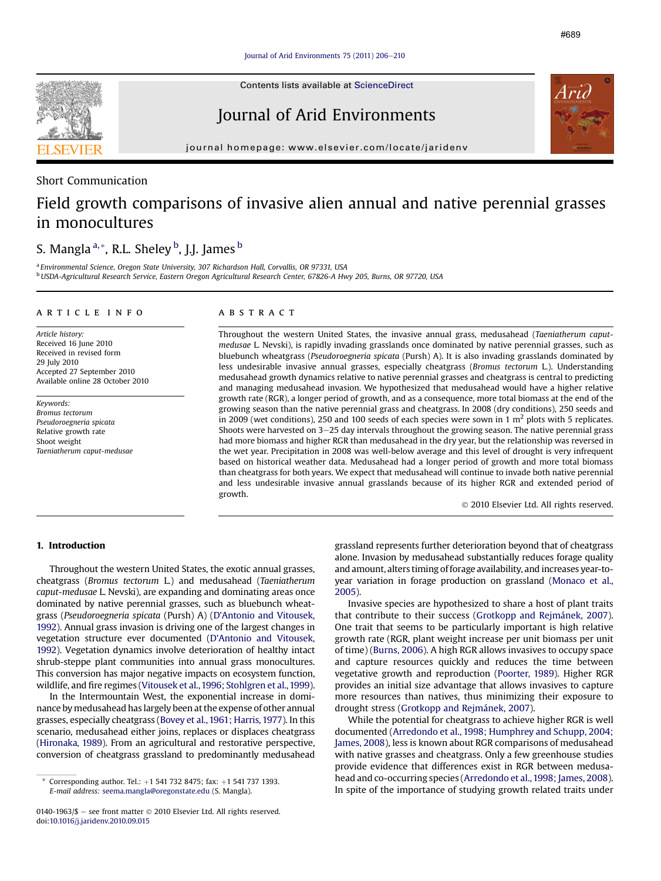Short Communication

# Field growth comparisons of invasive alien annual and native perennial grasses in monocultures

S. Mangla [a,*], R.L. Sheley [b], J.J. James [b]

[a] Environmental Science, Oregon State University, 307 Richardson Hall, Corvallis, OR 97331, USA
[b] USDA-Agricultural Research Service, Eastern Oregon Agricultural Research Center, 67826-A Hwy 205, Burns, OR 97720, USA

## ARTICLE INFO

*Article history:*
Received 16 June 2010
Received in revised form
29 July 2010
Accepted 27 September 2010
Available online 28 October 2010

*Keywords:*
*Bromus tectorum*
*Pseudoroegneria spicata*
Relative growth rate
Shoot weight
*Taeniatherum caput-medusae*

## ABSTRACT

Throughout the western United States, the invasive annual grass, medusahead (*Taeniatherum caput-medusae* L. Nevski), is rapidly invading grasslands once dominated by native perennial grasses, such as bluebunch wheatgrass (*Pseudoroegneria spicata* (Pursh) A). It is also invading grasslands dominated by less undesirable invasive annual grasses, especially cheatgrass (*Bromus tectorum* L.). Understanding medusahead growth dynamics relative to native perennial grasses and cheatgrass is central to predicting and managing medusahead invasion. We hypothesized that medusahead would have a higher relative growth rate (RGR), a longer period of growth, and as a consequence, more total biomass at the end of the growing season than the native perennial grass and cheatgrass. In 2008 (dry conditions), 250 seeds and in 2009 (wet conditions), 250 and 100 seeds of each species were sown in 1 m$^2$ plots with 5 replicates. Shoots were harvested on 3–25 day intervals throughout the growing season. The native perennial grass had more biomass and higher RGR than medusahead in the dry year, but the relationship was reversed in the wet year. Precipitation in 2008 was well-below average and this level of drought is very infrequent based on historical weather data. Medusahead had a longer period of growth and more total biomass than cheatgrass for both years. We expect that medusahead will continue to invade both native perennial and less undesirable invasive annual grasslands because of its higher RGR and extended period of growth.

© 2010 Elsevier Ltd. All rights reserved.

## 1. Introduction

Throughout the western United States, the exotic annual grasses, cheatgrass (*Bromus tectorum* L.) and medusahead (*Taeniatherum caput-medusae* L. Nevski), are expanding and dominating areas once dominated by native perennial grasses, such as bluebunch wheatgrass (*Pseudoroegneria spicata* (Pursh) A) (D'Antonio and Vitousek, 1992). Annual grass invasion is driving one of the largest changes in vegetation structure ever documented (D'Antonio and Vitousek, 1992). Vegetation dynamics involve deterioration of healthy intact shrub-steppe plant communities into annual grass monocultures. This conversion has major negative impacts on ecosystem function, wildlife, and fire regimes (Vitousek et al., 1996; Stohlgren et al., 1999).

In the Intermountain West, the exponential increase in dominance by medusahead has largely been at the expense of other annual grasses, especially cheatgrass (Bovey et al., 1961; Harris, 1977). In this scenario, medusahead either joins, replaces or displaces cheatgrass (Hironaka, 1989). From an agricultural and restorative perspective, conversion of cheatgrass grassland to predominantly medusahead grassland represents further deterioration beyond that of cheatgrass alone. Invasion by medusahead substantially reduces forage quality and amount, alters timing of forage availability, and increases year-to-year variation in forage production on grassland (Monaco et al., 2005).

Invasive species are hypothesized to share a host of plant traits that contribute to their success (Grotkopp and Rejmánek, 2007). One trait that seems to be particularly important is high relative growth rate (RGR, plant weight increase per unit biomass per unit of time) (Burns, 2006). A high RGR allows invasives to occupy space and capture resources quickly and reduces the time between vegetative growth and reproduction (Poorter, 1989). Higher RGR provides an initial size advantage that allows invasives to capture more resources than natives, thus minimizing their exposure to drought stress (Grotkopp and Rejmánek, 2007).

While the potential for cheatgrass to achieve higher RGR is well documented (Arredondo et al., 1998; Humphrey and Schupp, 2004; James, 2008), less is known about RGR comparisons of medusahead with native grasses and cheatgrass. Only a few greenhouse studies provide evidence that differences exist in RGR between medusahead and co-occurring species (Arredondo et al., 1998; James, 2008). In spite of the importance of studying growth related traits under

* Corresponding author. Tel.: +1 541 732 8475; fax: +1 541 737 1393.
E-mail address: seema.mangla@oregonstate.edu (S. Mangla).

0140-1963/$ – see front matter © 2010 Elsevier Ltd. All rights reserved.
doi:10.1016/j.jaridenv.2010.09.015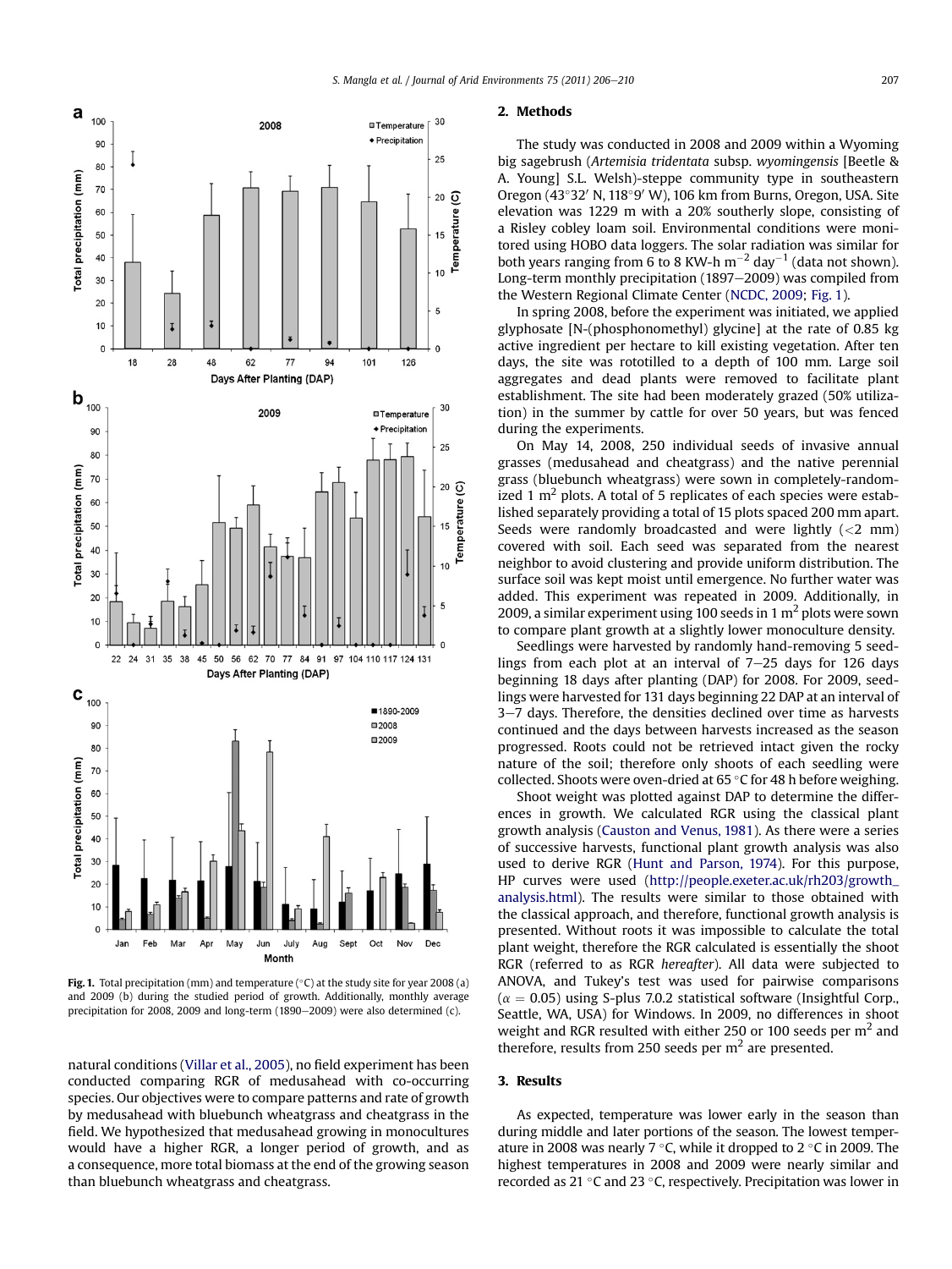Fig. 1. Total precipitation (mm) and temperature (°C) at the study site for year 2008 (a) and 2009 (b) during the studied period of growth. Additionally, monthly average precipitation for 2008, 2009 and long-term (1890–2009) were also determined (c).

natural conditions (Villar et al., 2005), no field experiment has been conducted comparing RGR of medusahead with co-occurring species. Our objectives were to compare patterns and rate of growth by medusahead with bluebunch wheatgrass and cheatgrass in the field. We hypothesized that medusahead growing in monocultures would have a higher RGR, a longer period of growth, and as a consequence, more total biomass at the end of the growing season than bluebunch wheatgrass and cheatgrass.

## 2. Methods

The study was conducted in 2008 and 2009 within a Wyoming big sagebrush (*Artemisia tridentata* subsp. *wyomingensis* [Beetle & A. Young] S.L. Welsh)-steppe community type in southeastern Oregon (43°32′ N, 118°9′ W), 106 km from Burns, Oregon, USA. Site elevation was 1229 m with a 20% southerly slope, consisting of a Risley cobley loam soil. Environmental conditions were monitored using HOBO data loggers. The solar radiation was similar for both years ranging from 6 to 8 KW-h $m^{-2}$ $day^{-1}$ (data not shown). Long-term monthly precipitation (1897–2009) was compiled from the Western Regional Climate Center (NCDC, 2009; Fig. 1).

In spring 2008, before the experiment was initiated, we applied glyphosate [N-(phosphonomethyl) glycine] at the rate of 0.85 kg active ingredient per hectare to kill existing vegetation. After ten days, the site was rototilled to a depth of 100 mm. Large soil aggregates and dead plants were removed to facilitate plant establishment. The site had been moderately grazed (50% utilization) in the summer by cattle for over 50 years, but was fenced during the experiments.

On May 14, 2008, 250 individual seeds of invasive annual grasses (medusahead and cheatgrass) and the native perennial grass (bluebunch wheatgrass) were sown in completely-randomized 1 $m^2$ plots. A total of 5 replicates of each species were established separately providing a total of 15 plots spaced 200 mm apart. Seeds were randomly broadcasted and were lightly (<2 mm) covered with soil. Each seed was separated from the nearest neighbor to avoid clustering and provide uniform distribution. The surface soil was kept moist until emergence. No further water was added. This experiment was repeated in 2009. Additionally, in 2009, a similar experiment using 100 seeds in 1 $m^2$ plots were sown to compare plant growth at a slightly lower monoculture density.

Seedlings were harvested by randomly hand-removing 5 seedlings from each plot at an interval of 7–25 days for 126 days beginning 18 days after planting (DAP) for 2008. For 2009, seedlings were harvested for 131 days beginning 22 DAP at an interval of 3–7 days. Therefore, the densities declined over time as harvests continued and the days between harvests increased as the season progressed. Roots could not be retrieved intact given the rocky nature of the soil; therefore only shoots of each seedling were collected. Shoots were oven-dried at 65 °C for 48 h before weighing.

Shoot weight was plotted against DAP to determine the differences in growth. We calculated RGR using the classical plant growth analysis (Causton and Venus, 1981). As there were a series of successive harvests, functional plant growth analysis was also used to derive RGR (Hunt and Parson, 1974). For this purpose, HP curves were used (http://people.exeter.ac.uk/rh203/growth_analysis.html). The results were similar to those obtained with the classical approach, and therefore, functional growth analysis is presented. Without roots it was impossible to calculate the total plant weight, therefore the RGR calculated is essentially the shoot RGR (referred to as RGR *hereafter*). All data were subjected to ANOVA, and Tukey's test was used for pairwise comparisons ($\alpha = 0.05$) using S-plus 7.0.2 statistical software (Insightful Corp., Seattle, WA, USA) for Windows. In 2009, no differences in shoot weight and RGR resulted with either 250 or 100 seeds per $m^2$ and therefore, results from 250 seeds per $m^2$ are presented.

## 3. Results

As expected, temperature was lower early in the season than during middle and later portions of the season. The lowest temperature in 2008 was nearly 7 °C, while it dropped to 2 °C in 2009. The highest temperatures in 2008 and 2009 were nearly similar and recorded as 21 °C and 23 °C, respectively. Precipitation was lower in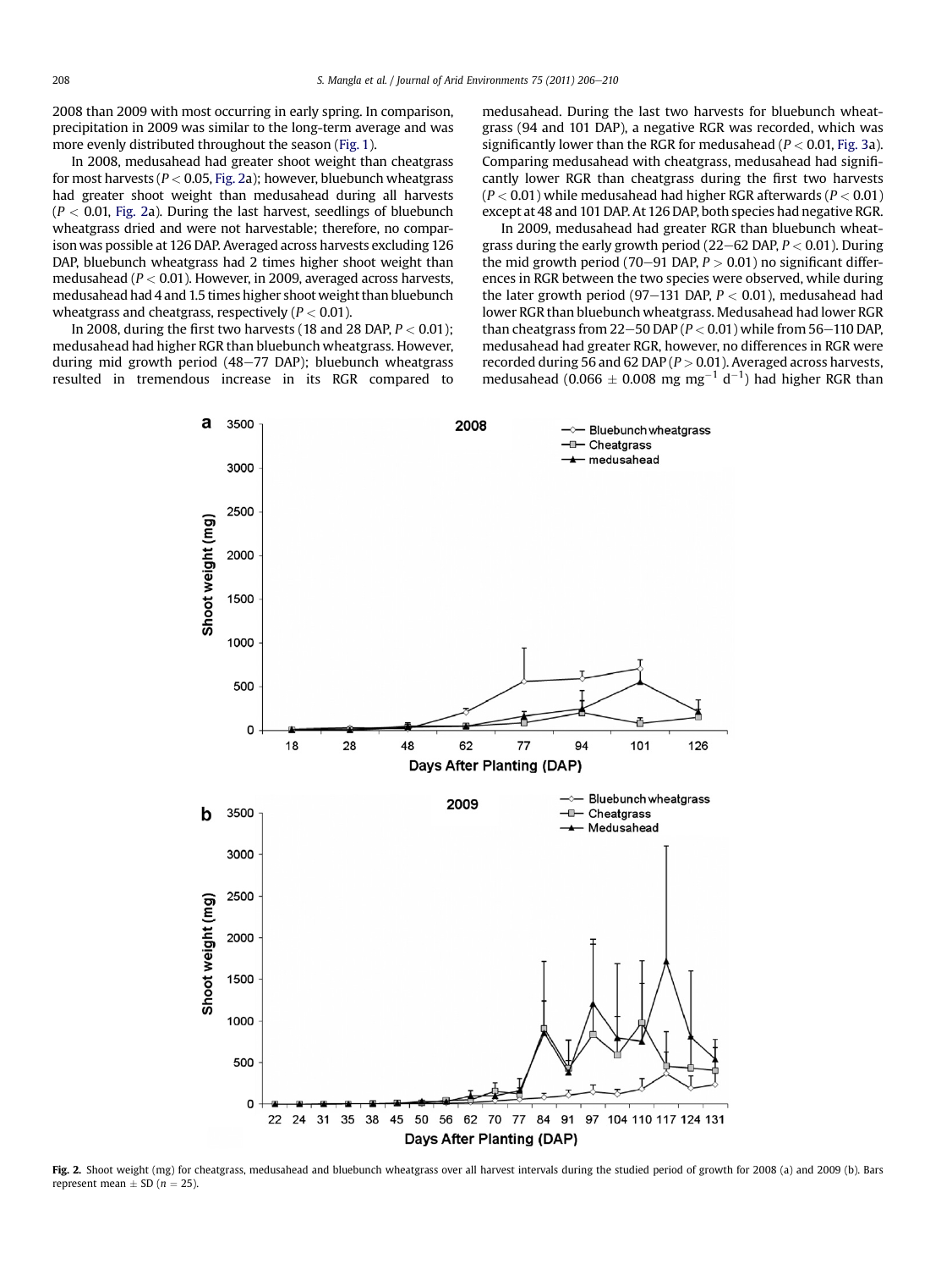2008 than 2009 with most occurring in early spring. In comparison, precipitation in 2009 was similar to the long-term average and was more evenly distributed throughout the season (Fig. 1).

In 2008, medusahead had greater shoot weight than cheatgrass for most harvests ($P < 0.05$, Fig. 2a); however, bluebunch wheatgrass had greater shoot weight than medusahead during all harvests ($P < 0.01$, Fig. 2a). During the last harvest, seedlings of bluebunch wheatgrass dried and were not harvestable; therefore, no comparison was possible at 126 DAP. Averaged across harvests excluding 126 DAP, bluebunch wheatgrass had 2 times higher shoot weight than medusahead ($P < 0.01$). However, in 2009, averaged across harvests, medusahead had 4 and 1.5 times higher shoot weight than bluebunch wheatgrass and cheatgrass, respectively ($P < 0.01$).

In 2008, during the first two harvests (18 and 28 DAP, $P < 0.01$); medusahead had higher RGR than bluebunch wheatgrass. However, during mid growth period (48–77 DAP); bluebunch wheatgrass resulted in tremendous increase in its RGR compared to medusahead. During the last two harvests for bluebunch wheatgrass (94 and 101 DAP), a negative RGR was recorded, which was significantly lower than the RGR for medusahead ($P < 0.01$, Fig. 3a). Comparing medusahead with cheatgrass, medusahead had significantly lower RGR than cheatgrass during the first two harvests ($P < 0.01$) while medusahead had higher RGR afterwards ($P < 0.01$) except at 48 and 101 DAP. At 126 DAP, both species had negative RGR.

In 2009, medusahead had greater RGR than bluebunch wheatgrass during the early growth period (22–62 DAP, $P < 0.01$). During the mid growth period (70–91 DAP, $P > 0.01$) no significant differences in RGR between the two species were observed, while during the later growth period (97–131 DAP, $P < 0.01$), medusahead had lower RGR than bluebunch wheatgrass. Medusahead had lower RGR than cheatgrass from 22–50 DAP ($P < 0.01$) while from 56–110 DAP, medusahead had greater RGR, however, no differences in RGR were recorded during 56 and 62 DAP ($P > 0.01$). Averaged across harvests, medusahead ($0.066 \pm 0.008$ mg mg$^{-1}$ d$^{-1}$) had higher RGR than

**Fig. 2.** Shoot weight (mg) for cheatgrass, medusahead and bluebunch wheatgrass over all harvest intervals during the studied period of growth for 2008 (a) and 2009 (b). Bars represent mean ± SD ($n = 25$).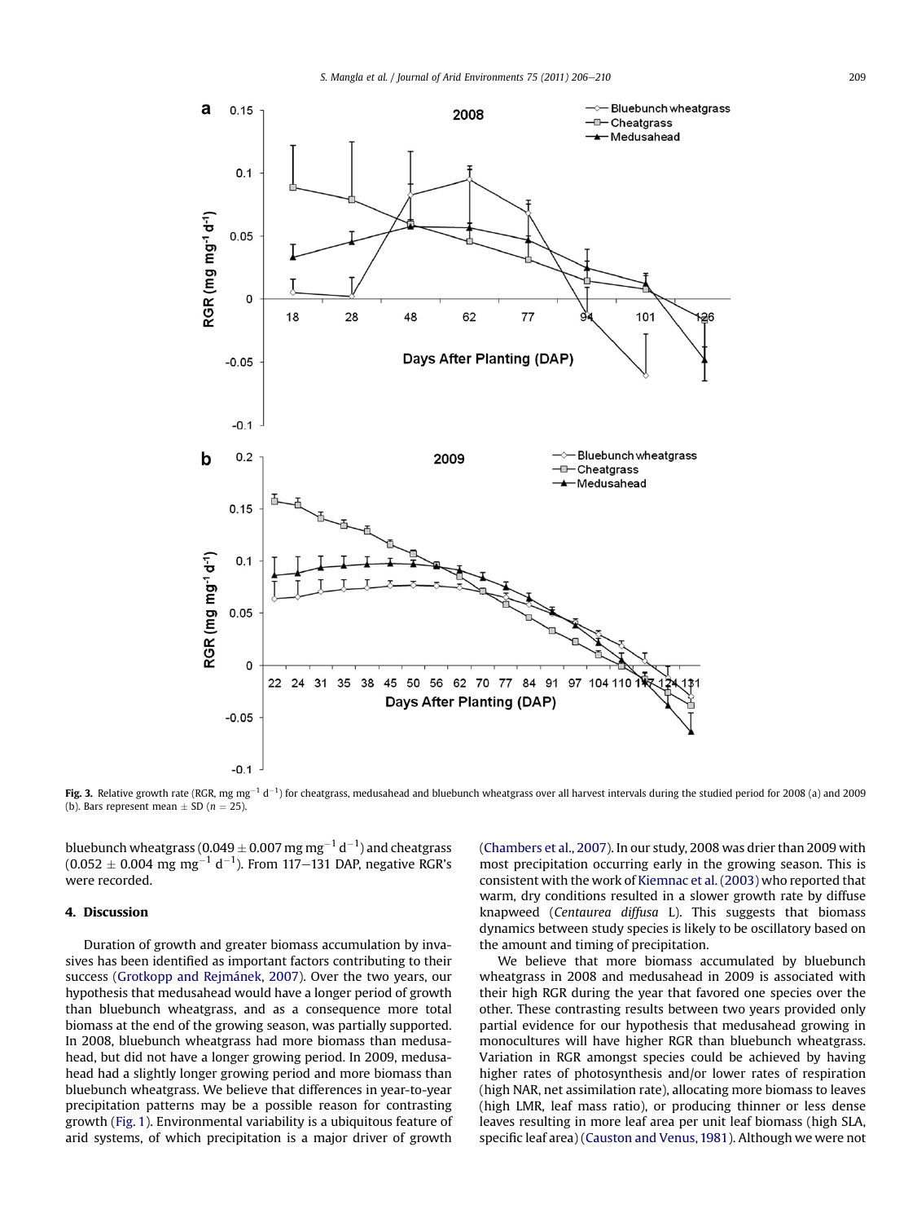**Fig. 3.** Relative growth rate (RGR, mg mg$^{-1}$ d$^{-1}$) for cheatgrass, medusahead and bluebunch wheatgrass over all harvest intervals during the studied period for 2008 (a) and 2009 (b). Bars represent mean ± SD ($n = 25$).

bluebunch wheatgrass (0.049 ± 0.007 mg mg$^{-1}$ d$^{-1}$) and cheatgrass (0.052 ± 0.004 mg mg$^{-1}$ d$^{-1}$). From 117–131 DAP, negative RGR's were recorded.

## 4. Discussion

Duration of growth and greater biomass accumulation by invasives has been identified as important factors contributing to their success (Grotkopp and Rejmánek, 2007). Over the two years, our hypothesis that medusahead would have a longer period of growth than bluebunch wheatgrass, and as a consequence more total biomass at the end of the growing season, was partially supported. In 2008, bluebunch wheatgrass had more biomass than medusahead, but did not have a longer growing period. In 2009, medusahead had a slightly longer growing period and more biomass than bluebunch wheatgrass. We believe that differences in year-to-year precipitation patterns may be a possible reason for contrasting growth (Fig. 1). Environmental variability is a ubiquitous feature of arid systems, of which precipitation is a major driver of growth (Chambers et al., 2007). In our study, 2008 was drier than 2009 with most precipitation occurring early in the growing season. This is consistent with the work of Kiemnac et al. (2003) who reported that warm, dry conditions resulted in a slower growth rate by diffuse knapweed (*Centaurea diffusa* L). This suggests that biomass dynamics between study species is likely to be oscillatory based on the amount and timing of precipitation.

We believe that more biomass accumulated by bluebunch wheatgrass in 2008 and medusahead in 2009 is associated with their high RGR during the year that favored one species over the other. These contrasting results between two years provided only partial evidence for our hypothesis that medusahead growing in monocultures will have higher RGR than bluebunch wheatgrass. Variation in RGR amongst species could be achieved by having higher rates of photosynthesis and/or lower rates of respiration (high NAR, net assimilation rate), allocating more biomass to leaves (high LMR, leaf mass ratio), or producing thinner or less dense leaves resulting in more leaf area per unit leaf biomass (high SLA, specific leaf area) (Causton and Venus, 1981). Although we were not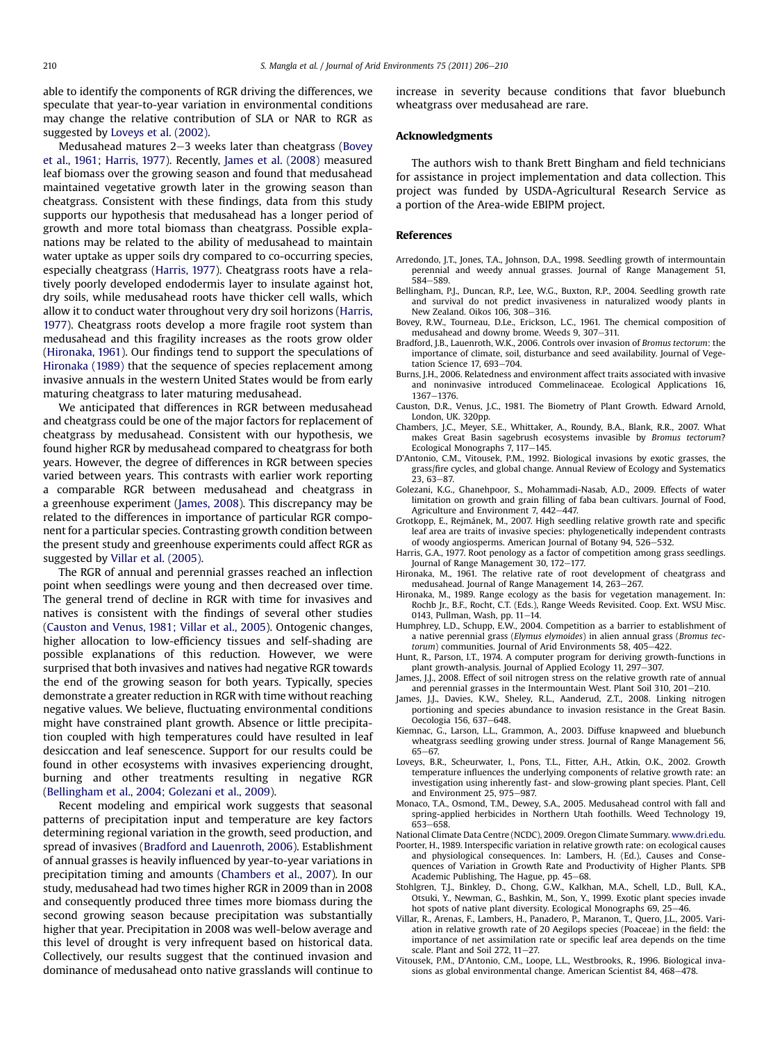able to identify the components of RGR driving the differences, we speculate that year-to-year variation in environmental conditions may change the relative contribution of SLA or NAR to RGR as suggested by Loveys et al. (2002).

Medusahead matures 2–3 weeks later than cheatgrass (Bovey et al., 1961; Harris, 1977). Recently, James et al. (2008) measured leaf biomass over the growing season and found that medusahead maintained vegetative growth later in the growing season than cheatgrass. Consistent with these findings, data from this study supports our hypothesis that medusahead has a longer period of growth and more total biomass than cheatgrass. Possible explanations may be related to the ability of medusahead to maintain water uptake as upper soils dry compared to co-occurring species, especially cheatgrass (Harris, 1977). Cheatgrass roots have a relatively poorly developed endodermis layer to insulate against hot, dry soils, while medusahead roots have thicker cell walls, which allow it to conduct water throughout very dry soil horizons (Harris, 1977). Cheatgrass roots develop a more fragile root system than medusahead and this fragility increases as the roots grow older (Hironaka, 1961). Our findings tend to support the speculations of Hironaka (1989) that the sequence of species replacement among invasive annuals in the western United States would be from early maturing cheatgrass to later maturing medusahead.

We anticipated that differences in RGR between medusahead and cheatgrass could be one of the major factors for replacement of cheatgrass by medusahead. Consistent with our hypothesis, we found higher RGR by medusahead compared to cheatgrass for both years. However, the degree of differences in RGR between species varied between years. This contrasts with earlier work reporting a comparable RGR between medusahead and cheatgrass in a greenhouse experiment (James, 2008). This discrepancy may be related to the differences in importance of particular RGR component for a particular species. Contrasting growth condition between the present study and greenhouse experiments could affect RGR as suggested by Villar et al. (2005).

The RGR of annual and perennial grasses reached an inflection point when seedlings were young and then decreased over time. The general trend of decline in RGR with time for invasives and natives is consistent with the findings of several other studies (Causton and Venus, 1981; Villar et al., 2005). Ontogenic changes, higher allocation to low-efficiency tissues and self-shading are possible explanations of this reduction. However, we were surprised that both invasives and natives had negative RGR towards the end of the growing season for both years. Typically, species demonstrate a greater reduction in RGR with time without reaching negative values. We believe, fluctuating environmental conditions might have constrained plant growth. Absence or little precipitation coupled with high temperatures could have resulted in leaf desiccation and leaf senescence. Support for our results could be found in other ecosystems with invasives experiencing drought, burning and other treatments resulting in negative RGR (Bellingham et al., 2004; Golezani et al., 2009).

Recent modeling and empirical work suggests that seasonal patterns of precipitation input and temperature are key factors determining regional variation in the growth, seed production, and spread of invasives (Bradford and Lauenroth, 2006). Establishment of annual grasses is heavily influenced by year-to-year variations in precipitation timing and amounts (Chambers et al., 2007). In our study, medusahead had two times higher RGR in 2009 than in 2008 and consequently produced three times more biomass during the second growing season because precipitation was substantially higher that year. Precipitation in 2008 was well-below average and this level of drought is very infrequent based on historical data. Collectively, our results suggest that the continued invasion and dominance of medusahead onto native grasslands will continue to increase in severity because conditions that favor bluebunch wheatgrass over medusahead are rare.

## Acknowledgments

The authors wish to thank Brett Bingham and field technicians for assistance in project implementation and data collection. This project was funded by USDA-Agricultural Research Service as a portion of the Area-wide EBIPM project.

## References

Arredondo, J.T., Jones, T.A., Johnson, D.A., 1998. Seedling growth of intermountain perennial and weedy annual grasses. Journal of Range Management 51, 584–589.

Bellingham, P.J., Duncan, R.P., Lee, W.G., Buxton, R.P., 2004. Seedling growth rate and survival do not predict invasiveness in naturalized woody plants in New Zealand. Oikos 106, 308–316.

Bovey, R.W., Tourneau, D.Le., Erickson, L.C., 1961. The chemical composition of medusahead and downy brome. Weeds 9, 307–311.

Bradford, J.B., Lauenroth, W.K., 2006. Controls over invasion of *Bromus tectorum*: the importance of climate, soil, disturbance and seed availability. Journal of Vegetation Science 17, 693–704.

Burns, J.H., 2006. Relatedness and environment affect traits associated with invasive and noninvasive introduced Commelinaceae. Ecological Applications 16, 1367–1376.

Causton, D.R., Venus, J.C., 1981. The Biometry of Plant Growth. Edward Arnold, London, UK. 320pp.

Chambers, J.C., Meyer, S.E., Whittaker, A., Roundy, B.A., Blank, R.R., 2007. What makes Great Basin sagebrush ecosystems invasible by *Bromus tectorum*? Ecological Monographs 7, 117–145.

D'Antonio, C.M., Vitousek, P.M., 1992. Biological invasions by exotic grasses, the grass/fire cycles, and global change. Annual Review of Ecology and Systematics 23, 63–87.

Golezani, K.G., Ghanehpoor, S., Mohammadi-Nasab, A.D., 2009. Effects of water limitation on growth and grain filling of faba bean cultivars. Journal of Food, Agriculture and Environment 7, 442–447.

Grotkopp, E., Rejmánek, M., 2007. High seedling relative growth rate and specific leaf area are traits of invasive species: phylogenetically independent contrasts of woody angiosperms. American Journal of Botany 94, 526–532.

Harris, G.A., 1977. Root penology as a factor of competition among grass seedlings. Journal of Range Management 30, 172–177.

Hironaka, M., 1961. The relative rate of root development of cheatgrass and medusahead. Journal of Range Management 14, 263–267.

Hironaka, M., 1989. Range ecology as the basis for vegetation management. In: Rochb Jr., B.F., Rocht, C.T. (Eds.), Range Weeds Revisited. Coop. Ext. WSU Misc. 0143, Pullman, Wash, pp. 11–14.

Humphrey, L.D., Schupp, E.W., 2004. Competition as a barrier to establishment of a native perennial grass (*Elymus elymoides*) in alien annual grass (*Bromus tectorum*) communities. Journal of Arid Environments 58, 405–422.

Hunt, R., Parson, I.T., 1974. A computer program for deriving growth-functions in plant growth-analysis. Journal of Applied Ecology 11, 297–307.

James, J.J., 2008. Effect of soil nitrogen stress on the relative growth rate of annual and perennial grasses in the Intermountain West. Plant Soil 310, 201–210.

James, J.J., Davies, K.W., Sheley, R.L., Aanderud, Z.T., 2008. Linking nitrogen portioning and species abundance to invasion resistance in the Great Basin. Oecologia 156, 637–648.

Kiemnac, G., Larson, L.L., Grammon, A., 2003. Diffuse knapweed and bluebunch wheatgrass seedling growing under stress. Journal of Range Management 56, 65–67.

Loveys, B.R., Scheurwater, I., Pons, T.L., Fitter, A.H., Atkin, O.K., 2002. Growth temperature influences the underlying components of relative growth rate: an investigation using inherently fast- and slow-growing plant species. Plant, Cell and Environment 25, 975–987.

Monaco, T.A., Osmond, T.M., Dewey, S.A., 2005. Medusahead control with fall and spring-applied herbicides in Northern Utah foothills. Weed Technology 19, 653–658.

National Climate Data Centre (NCDC), 2009. Oregon Climate Summary. www.dri.edu.

Poorter, H., 1989. Interspecific variation in relative growth rate: on ecological causes and physiological consequences. In: Lambers, H. (Ed.), Causes and Consequences of Variation in Growth Rate and Productivity of Higher Plants. SPB Academic Publishing, The Hague, pp. 45–68.

Stohlgren, T.J., Binkley, D., Chong, G.W., Kalkhan, M.A., Schell, L.D., Bull, K.A., Otsuki, Y., Newman, G., Bashkin, M., Son, Y., 1999. Exotic plant species invade hot spots of native plant diversity. Ecological Monographs 69, 25–46.

Villar, R., Arenas, F., Lambers, H., Panadero, P., Maranon, T., Quero, J.L., 2005. Variation in relative growth rate of 20 Aegilops species (Poaceae) in the field: the importance of net assimilation rate or specific leaf area depends on the time scale. Plant and Soil 272, 11–27.

Vitousek, P.M., D'Antonio, C.M., Loope, L.L., Westbrooks, R., 1996. Biological invasions as global environmental change. American Scientist 84, 468–478.